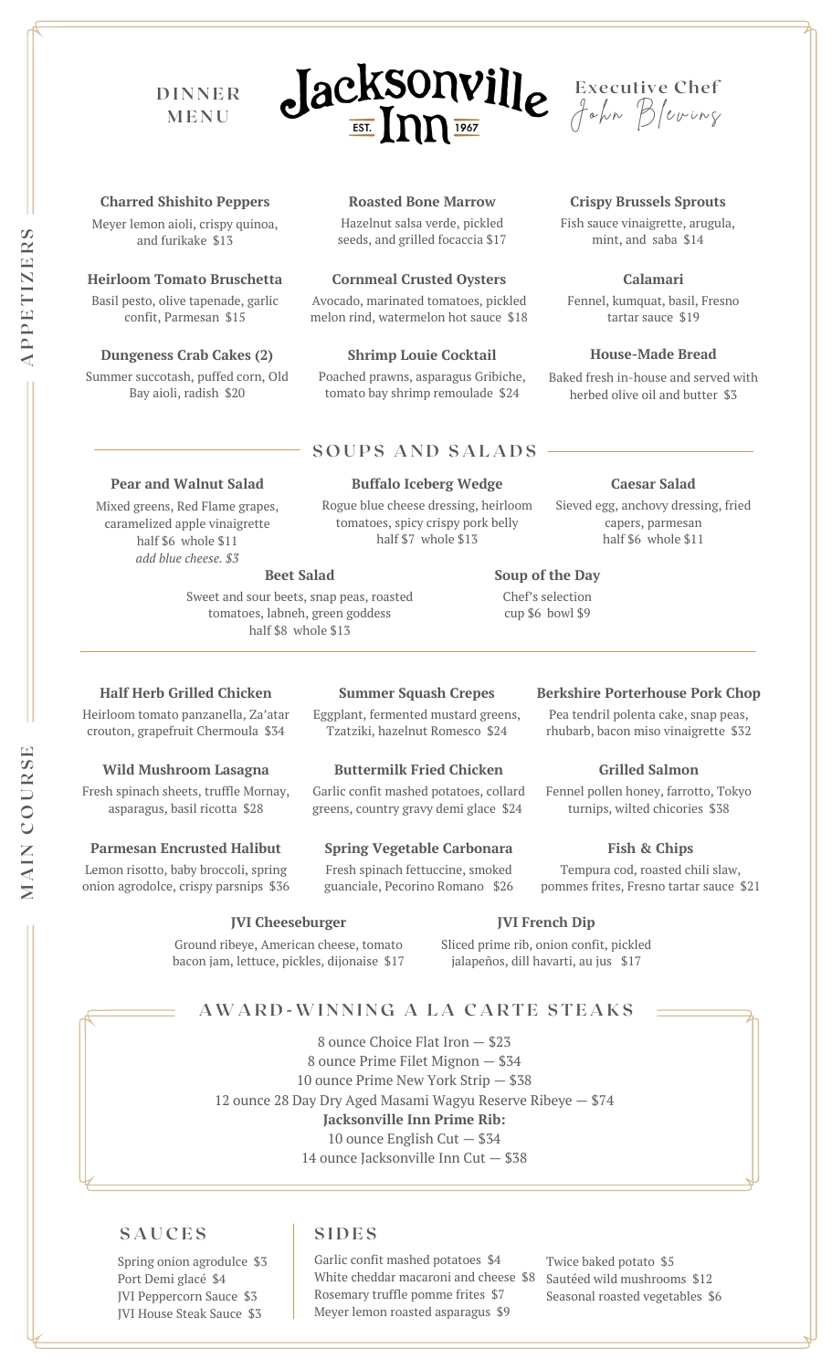# Jacksonville Inn

EST. 1967

DINNER MENU

Executive Chef John Blevins

## APPETIZERS

**Charred Shishito Peppers**
Meyer lemon aioli, crispy quinoa, and furikake $13

**Roasted Bone Marrow**
Hazelnut salsa verde, pickled seeds, and grilled focaccia $17

**Crispy Brussels Sprouts**
Fish sauce vinaigrette, arugula, mint, and saba $14

**Heirloom Tomato Bruschetta**
Basil pesto, olive tapenade, garlic confit, Parmesan $15

**Cornmeal Crusted Oysters**
Avocado, marinated tomatoes, pickled melon rind, watermelon hot sauce $18

**Calamari**
Fennel, kumquat, basil, Fresno tartar sauce $19

**Dungeness Crab Cakes (2)**
Summer succotash, puffed corn, Old Bay aioli, radish $20

**Shrimp Louie Cocktail**
Poached prawns, asparagus Gribiche, tomato bay shrimp remoulade $24

**House-Made Bread**
Baked fresh in-house and served with herbed olive oil and butter $3

## SOUPS AND SALADS

**Pear and Walnut Salad**
Mixed greens, Red Flame grapes, caramelized apple vinaigrette
half $6 whole $11
*add blue cheese. $3*

**Buffalo Iceberg Wedge**
Rogue blue cheese dressing, heirloom tomatoes, spicy crispy pork belly
half $7 whole $13

**Caesar Salad**
Sieved egg, anchovy dressing, fried capers, parmesan
half $6 whole $11

**Beet Salad**
Sweet and sour beets, snap peas, roasted tomatoes, labneh, green goddess
half $8 whole $13

**Soup of the Day**
Chef's selection
cup $6 bowl $9

## MAIN COURSE

**Half Herb Grilled Chicken**
Heirloom tomato panzanella, Za'atar crouton, grapefruit Chermoula $34

**Summer Squash Crepes**
Eggplant, fermented mustard greens, Tzatziki, hazelnut Romesco $24

**Berkshire Porterhouse Pork Chop**
Pea tendril polenta cake, snap peas, rhubarb, bacon miso vinaigrette $32

**Wild Mushroom Lasagna**
Fresh spinach sheets, truffle Mornay, asparagus, basil ricotta $28

**Buttermilk Fried Chicken**
Garlic confit mashed potatoes, collard greens, country gravy demi glace $24

**Grilled Salmon**
Fennel pollen honey, farrotto, Tokyo turnips, wilted chicories $38

**Parmesan Encrusted Halibut**
Lemon risotto, baby broccoli, spring onion agrodolce, crispy parsnips $36

**Spring Vegetable Carbonara**
Fresh spinach fettuccine, smoked guanciale, Pecorino Romano $26

**Fish & Chips**
Tempura cod, roasted chili slaw, pommes frites, Fresno tartar sauce $21

**JVI Cheeseburger**
Ground ribeye, American cheese, tomato bacon jam, lettuce, pickles, dijonaise $17

**JVI French Dip**
Sliced prime rib, onion confit, pickled jalapeños, dill havarti, au jus $17

## AWARD-WINNING A LA CARTE STEAKS

8 ounce Choice Flat Iron — $23
8 ounce Prime Filet Mignon — $34
10 ounce Prime New York Strip — $38
12 ounce 28 Day Dry Aged Masami Wagyu Reserve Ribeye — $74
**Jacksonville Inn Prime Rib:**
10 ounce English Cut — $34
14 ounce Jacksonville Inn Cut — $38

## SAUCES

Spring onion agrodulce $3
Port Demi glacé $4
JVI Peppercorn Sauce $3
JVI House Steak Sauce $3

## SIDES

Garlic confit mashed potatoes $4
White cheddar macaroni and cheese $8
Rosemary truffle pomme frites $7
Meyer lemon roasted asparagus $9
Twice baked potato $5
Sautéed wild mushrooms $12
Seasonal roasted vegetables $6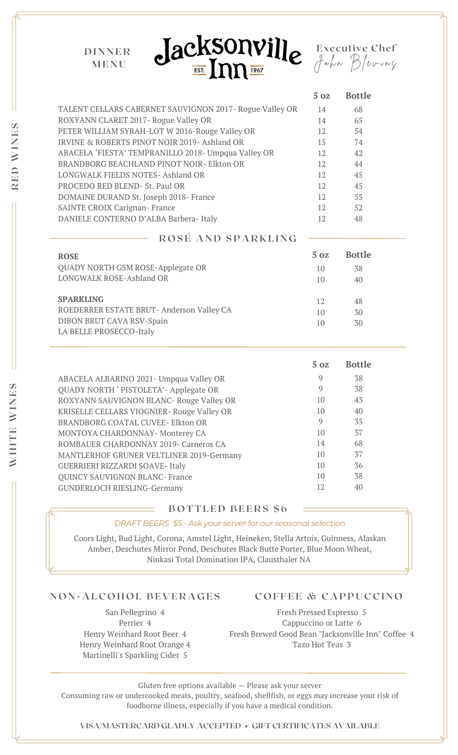# DINNER MENU

# Jacksonville Inn

EST. 1967

Executive Chef John Blevins

## RED WINES

| | 5 oz | Bottle |
|---|---|---|
| TALENT CELLARS CABERNET SAUVIGNON 2017- Rogue Valley OR | 14 | 68 |
| ROXYANN CLARET 2017- Rogue Valley OR | 14 | 65 |
| PETER WILLIAM SYRAH-LOT W 2016-Rouge Valley OR | 12 | 54 |
| IRVINE & ROBERTS PINOT NOIR 2019- Ashland OR | 15 | 74 |
| ABACELA 'FIESTA' TEMPRANILLO 2018- Umpqua Valley OR | 12 | 42 |
| BRANDBORG BEACHLAND PINOT NOIR- Elkton OR | 12 | 44 |
| LONGWALK FIELDS NOTES- Ashland OR | 12 | 45 |
| PROCEDO RED BLEND- St. Paul OR | 12 | 45 |
| DOMAINE DURAND St. Joseph 2018- France | 12 | 55 |
| SAINTE CROIX Carignan- France | 12 | 52 |
| DANIELE CONTERNO D'ALBA Barbera- Italy | 12 | 48 |

## ROSÉ AND SPARKLING

| | 5 oz | Bottle |
|---|---|---|
| **ROSE** | | |
| QUADY NORTH GSM ROSE-Applegate OR | 10 | 38 |
| LONGWALK ROSE-Ashland OR | 10 | 40 |
| **SPARKLING** | | |
| ROEDERRER ESTATE BRUT- Anderson Valley CA | 12 | 48 |
| DIBON BRUT CAVA RSV-Spain | 10 | 30 |
| LA BELLE PROSECCO-Italy | 10 | 30 |

## WHITE WINES

| | 5 oz | Bottle |
|---|---|---|
| ABACELA ALBARINO 2021- Umpqua Valley OR | 9 | 38 |
| QUADY NORTH ' PISTOLETA'- Applegate OR | 9 | 38 |
| ROXYANN SAUVIGNON BLANC- Rouge Valley OR | 10 | 43 |
| KRISELLE CELLARS VIOGNIER- Rouge Valley OR | 10 | 40 |
| BRANDBORG COATAL CUVEE- Elkton OR | 9 | 35 |
| MONTOYA CHARDONNAY- Monterey CA | 10 | 37 |
| ROMBAUER CHARDONNAY 2019- Carneros CA | 14 | 68 |
| MANTLERHOF GRUNER VELTLINER 2019-Germany | 10 | 37 |
| GUERRIERI RIZZARDI SOAVE- Italy | 10 | 36 |
| QUINCY SAUVIGNON BLANC- France | 10 | 38 |
| GUNDERLOCH RIESLING-Germany | 12 | 40 |

## BOTTLED BEERS $6

*DRAFT BEERS $5 - Ask your server for our seasonal selection*

Coors Light, Bud Light, Corona, Amstel Light, Heineken, Stella Artois, Guinness, Alaskan Amber, Deschutes Mirror Pond, Deschutes Black Butte Porter, Blue Moon Wheat, Ninkasi Total Domination IPA, Clausthaler NA

## NON-ALCOHOL BEVERAGES

San Pellegrino 4
Perrier 4
Henry Weinhard Root Beer 4
Henry Weinhard Root Orange 4
Martinelli's Sparkling Cider 5

## COFFEE & CAPPUCCINO

Fresh Pressed Espresso 5
Cappuccino or Latte 6
Fresh Brewed Good Bean "Jacksonville Inn" Coffee 4
Tazo Hot Teas 3

Gluten free options available — Please ask your server
Consuming raw or undercooked meats, poultry, seafood, shellfish, or eggs may increase your risk of foodborne illness, especially if you have a medical condition.

VISA/MASTERCARD GLADLY ACCEPTED • GIFT CERTIFICATES AVAILABLE